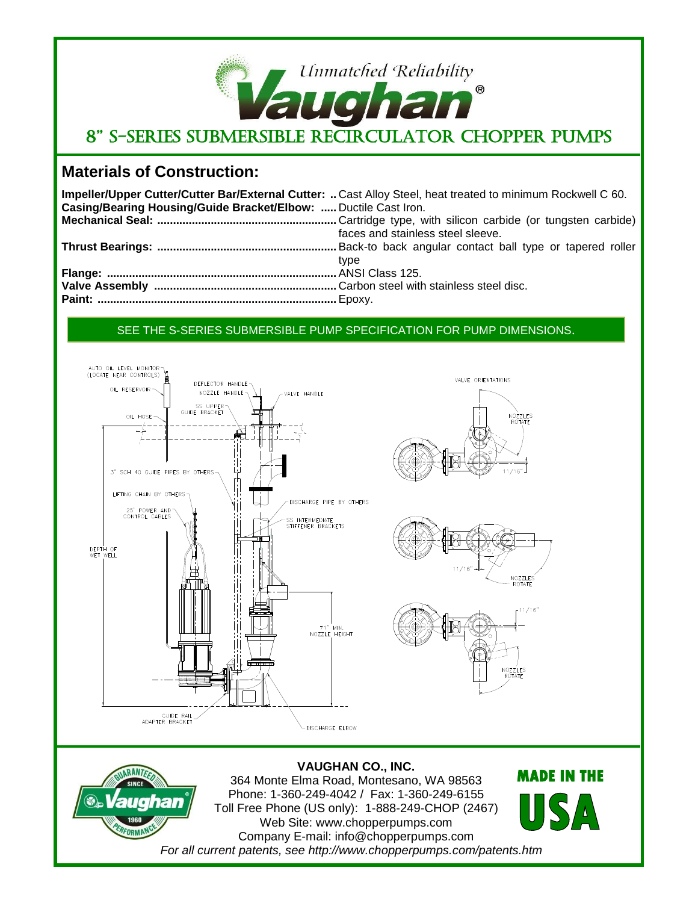Unmatched Reliability

Vaughan®

# 8" S-SERIES SUBMERSIBLE RECIRCULATOR CHOPPER PUMPS

## Materials of Construction:

**Impeller/Upper Cutter/Cutter Bar/External Cutter: ..** Cast Alloy Steel, heat treated to minimum Rockwell C 60.
**Casing/Bearing Housing/Guide Bracket/Elbow: .....** Ductile Cast Iron.
**Mechanical Seal: ........................................................** Cartridge type, with silicon carbide (or tungsten carbide) faces and stainless steel sleeve.
**Thrust Bearings: ........................................................** Back-to back angular contact ball type or tapered roller type
**Flange: ........................................................................** ANSI Class 125.
**Valve Assembly .........................................................** Carbon steel with stainless steel disc.
**Paint: ...........................................................................** Epoxy.

SEE THE S-SERIES SUBMERSIBLE PUMP SPECIFICATION FOR PUMP DIMENSIONS.

AUTO OIL LEVEL MONITOR (LOCATE NEAR CONTROLS)
OIL RESERVOIR
OIL HOSE
DEFLECTOR HANDLE
NOZZLE HANDLE
VALVE HANDLE
SS UPPER GUIDE BRACKET
3" SCH 40 GUIDE PIPES BY OTHERS
LIFTING CHAIN BY OTHERS
25' POWER AND CONTROL CABLES
DISCHARGE PIPE BY OTHERS
SS INTERMEDIATE STIFFENER BRACKETS
DEPTH OF WET WELL
71" MIN. NOZZLE HEIGHT
GUIDE RAIL ADAPTER BRACKET
DISCHARGE ELBOW

VALVE ORIENTATIONS
NOZZLES ROTATE
11/16"
NOZZLES ROTATE
11/16"
11/16"
NOZZLES ROTATE

**VAUGHAN CO., INC.**
364 Monte Elma Road, Montesano, WA 98563
Phone: 1-360-249-4042 / Fax: 1-360-249-6155
Toll Free Phone (US only): 1-888-249-CHOP (2467)
Web Site: www.chopperpumps.com
Company E-mail: info@chopperpumps.com
*For all current patents, see http://www.chopperpumps.com/patents.htm*

GUARANTEED SINCE 1960 PERFORMANCE Vaughan®

MADE IN THE USA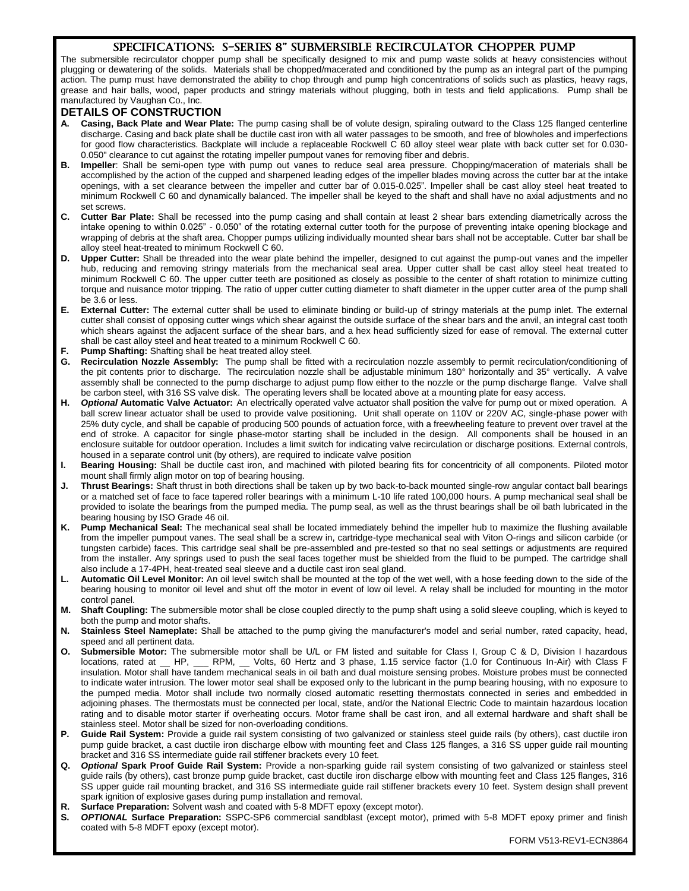# SPECIFICATIONS: S-SERIES 8" SUBMERSIBLE RECIRCULATOR CHOPPER PUMP

The submersible recirculator chopper pump shall be specifically designed to mix and pump waste solids at heavy consistencies without plugging or dewatering of the solids. Materials shall be chopped/macerated and conditioned by the pump as an integral part of the pumping action. The pump must have demonstrated the ability to chop through and pump high concentrations of solids such as plastics, heavy rags, grease and hair balls, wood, paper products and stringy materials without plugging, both in tests and field applications. Pump shall be manufactured by Vaughan Co., Inc.

## DETAILS OF CONSTRUCTION

**A. Casing, Back Plate and Wear Plate:** The pump casing shall be of volute design, spiraling outward to the Class 125 flanged centerline discharge. Casing and back plate shall be ductile cast iron with all water passages to be smooth, and free of blowholes and imperfections for good flow characteristics. Backplate will include a replaceable Rockwell C 60 alloy steel wear plate with back cutter set for 0.030-0.050" clearance to cut against the rotating impeller pumpout vanes for removing fiber and debris.

**B. Impeller**: Shall be semi-open type with pump out vanes to reduce seal area pressure. Chopping/maceration of materials shall be accomplished by the action of the cupped and sharpened leading edges of the impeller blades moving across the cutter bar at the intake openings, with a set clearance between the impeller and cutter bar of 0.015-0.025". Impeller shall be cast alloy steel heat treated to minimum Rockwell C 60 and dynamically balanced. The impeller shall be keyed to the shaft and shall have no axial adjustments and no set screws.

**C. Cutter Bar Plate:** Shall be recessed into the pump casing and shall contain at least 2 shear bars extending diametrically across the intake opening to within 0.025" - 0.050" of the rotating external cutter tooth for the purpose of preventing intake opening blockage and wrapping of debris at the shaft area. Chopper pumps utilizing individually mounted shear bars shall not be acceptable. Cutter bar shall be alloy steel heat-treated to minimum Rockwell C 60.

**D. Upper Cutter:** Shall be threaded into the wear plate behind the impeller, designed to cut against the pump-out vanes and the impeller hub, reducing and removing stringy materials from the mechanical seal area. Upper cutter shall be cast alloy steel heat treated to minimum Rockwell C 60. The upper cutter teeth are positioned as closely as possible to the center of shaft rotation to minimize cutting torque and nuisance motor tripping. The ratio of upper cutter cutting diameter to shaft diameter in the upper cutter area of the pump shall be 3.6 or less.

**E. External Cutter:** The external cutter shall be used to eliminate binding or build-up of stringy materials at the pump inlet. The external cutter shall consist of opposing cutter wings which shear against the outside surface of the shear bars and the anvil, an integral cast tooth which shears against the adjacent surface of the shear bars, and a hex head sufficiently sized for ease of removal. The external cutter shall be cast alloy steel and heat treated to a minimum Rockwell C 60.

**F. Pump Shafting:** Shafting shall be heat treated alloy steel.

**G. Recirculation Nozzle Assembly:** The pump shall be fitted with a recirculation nozzle assembly to permit recirculation/conditioning of the pit contents prior to discharge. The recirculation nozzle shall be adjustable minimum 180° horizontally and 35° vertically. A valve assembly shall be connected to the pump discharge to adjust pump flow either to the nozzle or the pump discharge flange. Valve shall be carbon steel, with 316 SS valve disk. The operating levers shall be located above at a mounting plate for easy access.

**H. *Optional* Automatic Valve Actuator:** An electrically operated valve actuator shall position the valve for pump out or mixed operation. A ball screw linear actuator shall be used to provide valve positioning. Unit shall operate on 110V or 220V AC, single-phase power with 25% duty cycle, and shall be capable of producing 500 pounds of actuation force, with a freewheeling feature to prevent over travel at the end of stroke. A capacitor for single phase-motor starting shall be included in the design. All components shall be housed in an enclosure suitable for outdoor operation. Includes a limit switch for indicating valve recirculation or discharge positions. External controls, housed in a separate control unit (by others), are required to indicate valve position

**I. Bearing Housing:** Shall be ductile cast iron, and machined with piloted bearing fits for concentricity of all components. Piloted motor mount shall firmly align motor on top of bearing housing.

**J. Thrust Bearings:** Shaft thrust in both directions shall be taken up by two back-to-back mounted single-row angular contact ball bearings or a matched set of face to face tapered roller bearings with a minimum L-10 life rated 100,000 hours. A pump mechanical seal shall be provided to isolate the bearings from the pumped media. The pump seal, as well as the thrust bearings shall be oil bath lubricated in the bearing housing by ISO Grade 46 oil.

**K. Pump Mechanical Seal:** The mechanical seal shall be located immediately behind the impeller hub to maximize the flushing available from the impeller pumpout vanes. The seal shall be a screw in, cartridge-type mechanical seal with Viton O-rings and silicon carbide (or tungsten carbide) faces. This cartridge seal shall be pre-assembled and pre-tested so that no seal settings or adjustments are required from the installer. Any springs used to push the seal faces together must be shielded from the fluid to be pumped. The cartridge shall also include a 17-4PH, heat-treated seal sleeve and a ductile cast iron seal gland.

**L. Automatic Oil Level Monitor:** An oil level switch shall be mounted at the top of the wet well, with a hose feeding down to the side of the bearing housing to monitor oil level and shut off the motor in event of low oil level. A relay shall be included for mounting in the motor control panel.

**M. Shaft Coupling:** The submersible motor shall be close coupled directly to the pump shaft using a solid sleeve coupling, which is keyed to both the pump and motor shafts.

**N. Stainless Steel Nameplate:** Shall be attached to the pump giving the manufacturer's model and serial number, rated capacity, head, speed and all pertinent data.

**O. Submersible Motor:** The submersible motor shall be U/L or FM listed and suitable for Class I, Group C & D, Division I hazardous locations, rated at __ HP, ___ RPM, __ Volts, 60 Hertz and 3 phase, 1.15 service factor (1.0 for Continuous In-Air) with Class F insulation. Motor shall have tandem mechanical seals in oil bath and dual moisture sensing probes. Moisture probes must be connected to indicate water intrusion. The lower motor seal shall be exposed only to the lubricant in the pump bearing housing, with no exposure to the pumped media. Motor shall include two normally closed automatic resetting thermostats connected in series and embedded in adjoining phases. The thermostats must be connected per local, state, and/or the National Electric Code to maintain hazardous location rating and to disable motor starter if overheating occurs. Motor frame shall be cast iron, and all external hardware and shaft shall be stainless steel. Motor shall be sized for non-overloading conditions.

**P. Guide Rail System:** Provide a guide rail system consisting of two galvanized or stainless steel guide rails (by others), cast ductile iron pump guide bracket, a cast ductile iron discharge elbow with mounting feet and Class 125 flanges, a 316 SS upper guide rail mounting bracket and 316 SS intermediate guide rail stiffener brackets every 10 feet.

**Q. *Optional* Spark Proof Guide Rail System:** Provide a non-sparking guide rail system consisting of two galvanized or stainless steel guide rails (by others), cast bronze pump guide bracket, cast ductile iron discharge elbow with mounting feet and Class 125 flanges, 316 SS upper guide rail mounting bracket, and 316 SS intermediate guide rail stiffener brackets every 10 feet. System design shall prevent spark ignition of explosive gases during pump installation and removal.

**R. Surface Preparation:** Solvent wash and coated with 5-8 MDFT epoxy (except motor).

**S. *OPTIONAL* Surface Preparation:** SSPC-SP6 commercial sandblast (except motor), primed with 5-8 MDFT epoxy primer and finish coated with 5-8 MDFT epoxy (except motor).

FORM V513-REV1-ECN3864